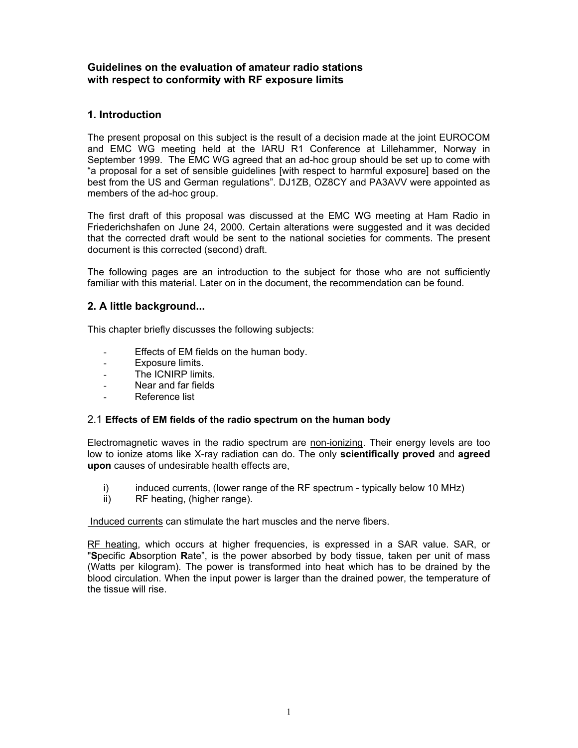## Guidelines on the evaluation of amateur radio stations with respect to conformity with RF exposure limits

## 1. Introduction

The present proposal on this subject is the result of a decision made at the joint EUROCOM and EMC WG meeting held at the IARU R1 Conference at Lillehammer, Norway in September 1999. The EMC WG agreed that an ad-hoc group should be set up to come with "a proposal for a set of sensible guidelines [with respect to harmful exposure] based on the best from the US and German regulations". DJ1ZB, OZ8CY and PA3AVV were appointed as members of the ad-hoc group.

The first draft of this proposal was discussed at the EMC WG meeting at Ham Radio in Friederichshafen on June 24, 2000. Certain alterations were suggested and it was decided that the corrected draft would be sent to the national societies for comments. The present document is this corrected (second) draft.

The following pages are an introduction to the subject for those who are not sufficiently familiar with this material. Later on in the document, the recommendation can be found.

## 2. A little background...

This chapter briefly discusses the following subjects:

- Effects of EM fields on the human body.
- Exposure limits.
- The ICNIRP limits.
- Near and far fields
- Reference list

### 2.1 **Effects of EM fields of the radio spectrum on the human body**

Electromagnetic waves in the radio spectrum are non-ionizing. Their energy levels are too low to ionize atoms like X-ray radiation can do. The only **scientifically proved** and **agreed upon** causes of undesirable health effects are,

i) induced currents, (lower range of the RF spectrum - typically below 10 MHz)
ii) RF heating, (higher range).

Induced currents can stimulate the hart muscles and the nerve fibers.

RF heating, which occurs at higher frequencies, is expressed in a SAR value. SAR, or "**S**pecific **A**bsorption **R**ate", is the power absorbed by body tissue, taken per unit of mass (Watts per kilogram). The power is transformed into heat which has to be drained by the blood circulation. When the input power is larger than the drained power, the temperature of the tissue will rise.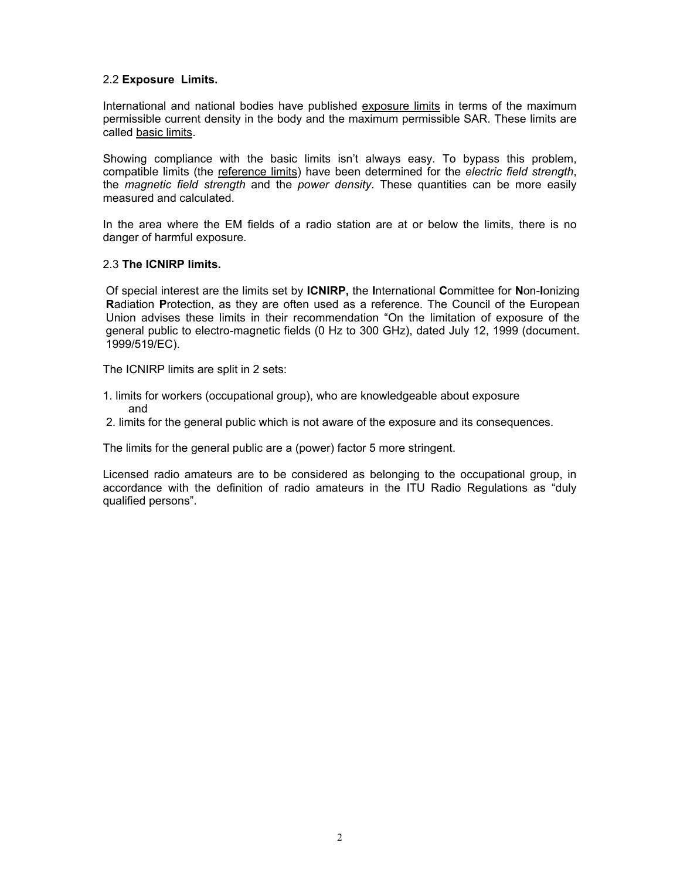## 2.2 **Exposure Limits.**

International and national bodies have published <u>exposure limits</u> in terms of the maximum permissible current density in the body and the maximum permissible SAR. These limits are called <u>basic limits</u>.

Showing compliance with the basic limits isn't always easy. To bypass this problem, compatible limits (the <u>reference limits</u>) have been determined for the *electric field strength*, the *magnetic field strength* and the *power density*. These quantities can be more easily measured and calculated.

In the area where the EM fields of a radio station are at or below the limits, there is no danger of harmful exposure.

## 2.3 **The ICNIRP limits.**

Of special interest are the limits set by **ICNIRP,** the **I**nternational **C**ommittee for **N**on-**I**onizing **R**adiation **P**rotection, as they are often used as a reference. The Council of the European Union advises these limits in their recommendation "On the limitation of exposure of the general public to electro-magnetic fields (0 Hz to 300 GHz), dated July 12, 1999 (document. 1999/519/EC).

The ICNIRP limits are split in 2 sets:

1. limits for workers (occupational group), who are knowledgeable about exposure
   and
2. limits for the general public which is not aware of the exposure and its consequences.

The limits for the general public are a (power) factor 5 more stringent.

Licensed radio amateurs are to be considered as belonging to the occupational group, in accordance with the definition of radio amateurs in the ITU Radio Regulations as "duly qualified persons".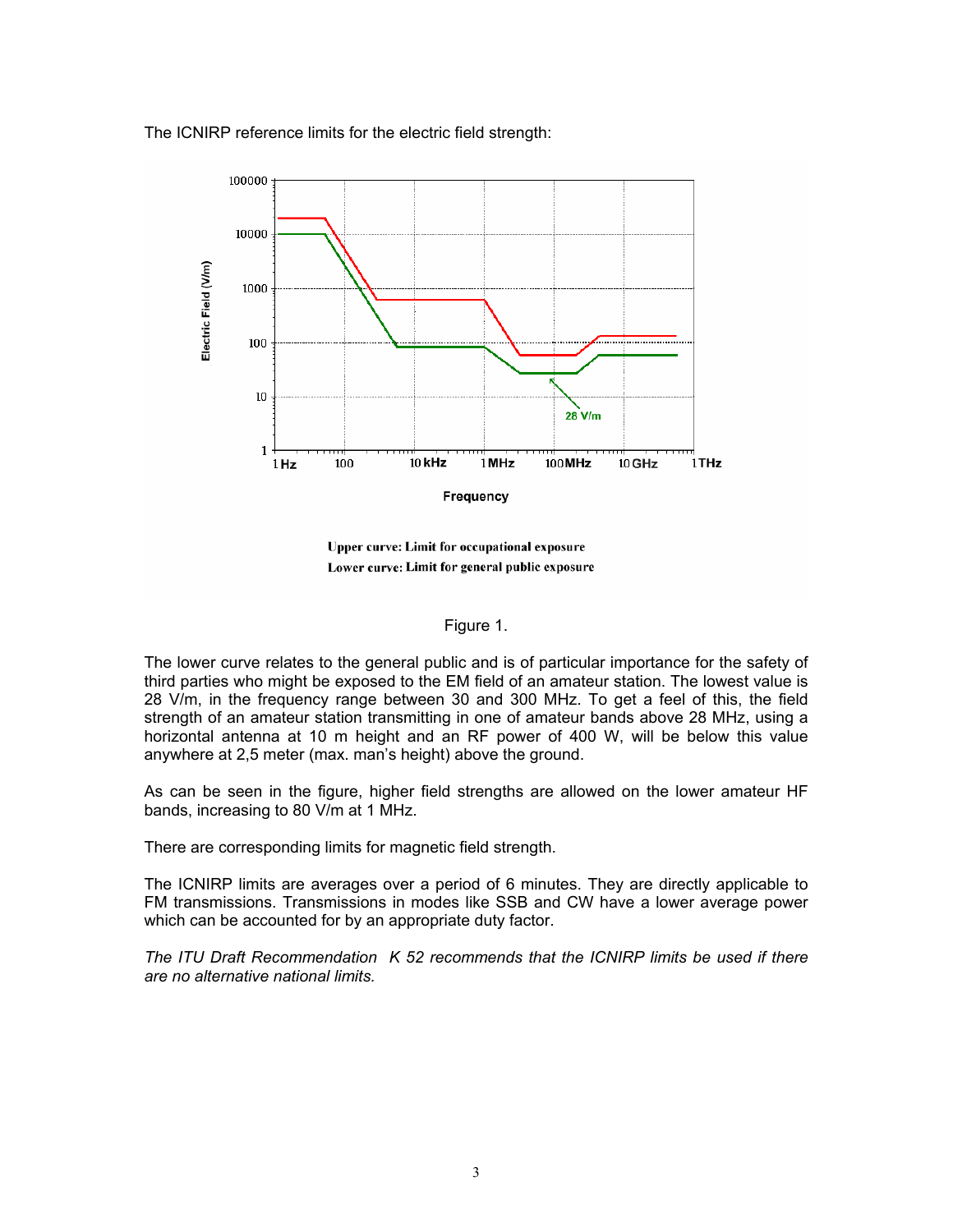The ICNIRP reference limits for the electric field strength:

Upper curve: Limit for occupational exposure
Lower curve: Limit for general public exposure

Figure 1.

The lower curve relates to the general public and is of particular importance for the safety of third parties who might be exposed to the EM field of an amateur station. The lowest value is 28 V/m, in the frequency range between 30 and 300 MHz. To get a feel of this, the field strength of an amateur station transmitting in one of amateur bands above 28 MHz, using a horizontal antenna at 10 m height and an RF power of 400 W, will be below this value anywhere at 2,5 meter (max. man's height) above the ground.

As can be seen in the figure, higher field strengths are allowed on the lower amateur HF bands, increasing to 80 V/m at 1 MHz.

There are corresponding limits for magnetic field strength.

The ICNIRP limits are averages over a period of 6 minutes. They are directly applicable to FM transmissions. Transmissions in modes like SSB and CW have a lower average power which can be accounted for by an appropriate duty factor.

*The ITU Draft Recommendation K 52 recommends that the ICNIRP limits be used if there are no alternative national limits.*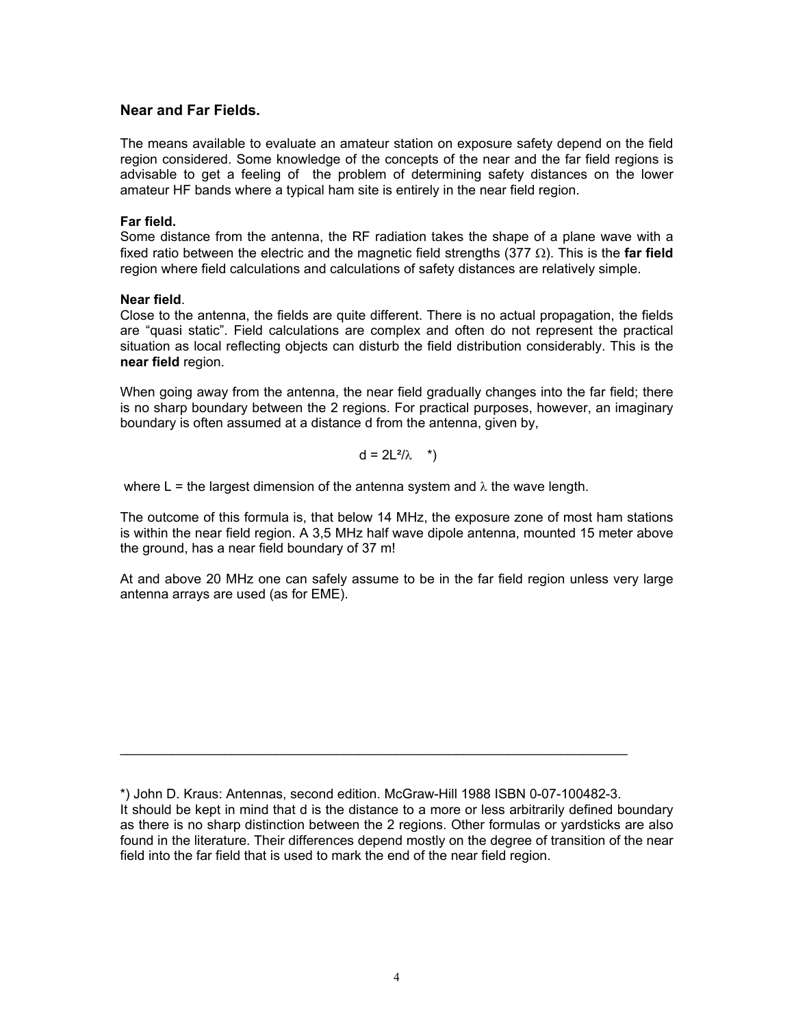## Near and Far Fields.

The means available to evaluate an amateur station on exposure safety depend on the field region considered. Some knowledge of the concepts of the near and the far field regions is advisable to get a feeling of the problem of determining safety distances on the lower amateur HF bands where a typical ham site is entirely in the near field region.

**Far field.**
Some distance from the antenna, the RF radiation takes the shape of a plane wave with a fixed ratio between the electric and the magnetic field strengths (377 Ω). This is the **far field** region where field calculations and calculations of safety distances are relatively simple.

**Near field**.
Close to the antenna, the fields are quite different. There is no actual propagation, the fields are "quasi static". Field calculations are complex and often do not represent the practical situation as local reflecting objects can disturb the field distribution considerably. This is the **near field** region.

When going away from the antenna, the near field gradually changes into the far field; there is no sharp boundary between the 2 regions. For practical purposes, however, an imaginary boundary is often assumed at a distance d from the antenna, given by,

$$d = 2L^2/\lambda \quad *)$$

where L = the largest dimension of the antenna system and $\lambda$ the wave length.

The outcome of this formula is, that below 14 MHz, the exposure zone of most ham stations is within the near field region. A 3,5 MHz half wave dipole antenna, mounted 15 meter above the ground, has a near field boundary of 37 m!

At and above 20 MHz one can safely assume to be in the far field region unless very large antenna arrays are used (as for EME).

---

*) John D. Kraus: Antennas, second edition. McGraw-Hill 1988 ISBN 0-07-100482-3.
It should be kept in mind that d is the distance to a more or less arbitrarily defined boundary as there is no sharp distinction between the 2 regions. Other formulas or yardsticks are also found in the literature. Their differences depend mostly on the degree of transition of the near field into the far field that is used to mark the end of the near field region.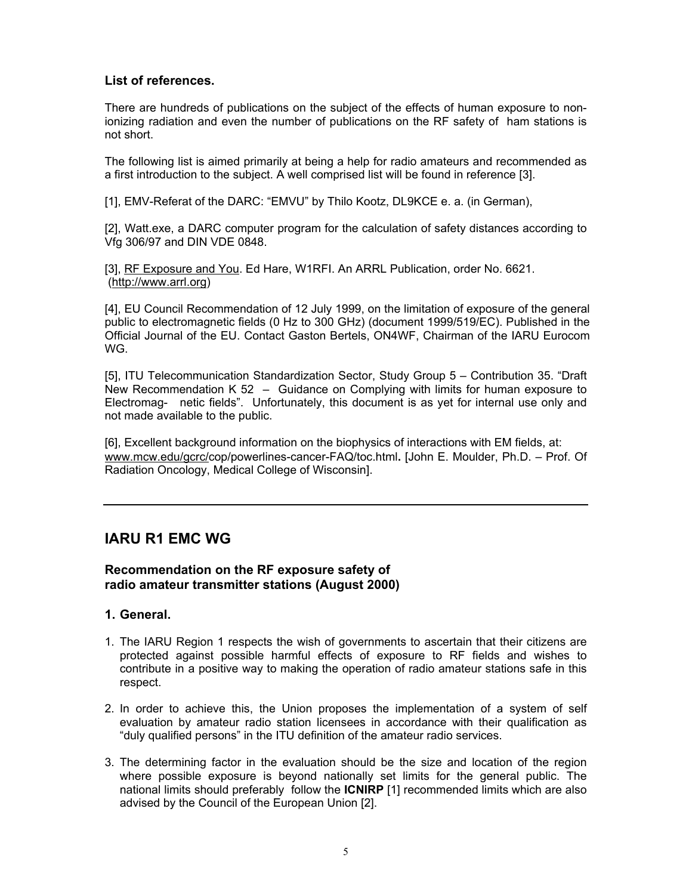### List of references.

There are hundreds of publications on the subject of the effects of human exposure to non-ionizing radiation and even the number of publications on the RF safety of ham stations is not short.

The following list is aimed primarily at being a help for radio amateurs and recommended as a first introduction to the subject. A well comprised list will be found in reference [3].

[1], EMV-Referat of the DARC: "EMVU" by Thilo Kootz, DL9KCE e. a. (in German),

[2], Watt.exe, a DARC computer program for the calculation of safety distances according to Vfg 306/97 and DIN VDE 0848.

[3], RF Exposure and You. Ed Hare, W1RFI. An ARRL Publication, order No. 6621. (http://www.arrl.org)

[4], EU Council Recommendation of 12 July 1999, on the limitation of exposure of the general public to electromagnetic fields (0 Hz to 300 GHz) (document 1999/519/EC). Published in the Official Journal of the EU. Contact Gaston Bertels, ON4WF, Chairman of the IARU Eurocom WG.

[5], ITU Telecommunication Standardization Sector, Study Group 5 – Contribution 35. "Draft New Recommendation K 52 – Guidance on Complying with limits for human exposure to Electromag- netic fields". Unfortunately, this document is as yet for internal use only and not made available to the public.

[6], Excellent background information on the biophysics of interactions with EM fields, at: www.mcw.edu/gcrc/cop/powerlines-cancer-FAQ/toc.html. [John E. Moulder, Ph.D. – Prof. Of Radiation Oncology, Medical College of Wisconsin].

---

## IARU R1 EMC WG

### Recommendation on the RF exposure safety of radio amateur transmitter stations (August 2000)

### 1. General.

1. The IARU Region 1 respects the wish of governments to ascertain that their citizens are protected against possible harmful effects of exposure to RF fields and wishes to contribute in a positive way to making the operation of radio amateur stations safe in this respect.

2. In order to achieve this, the Union proposes the implementation of a system of self evaluation by amateur radio station licensees in accordance with their qualification as "duly qualified persons" in the ITU definition of the amateur radio services.

3. The determining factor in the evaluation should be the size and location of the region where possible exposure is beyond nationally set limits for the general public. The national limits should preferably follow the **ICNIRP** [1] recommended limits which are also advised by the Council of the European Union [2].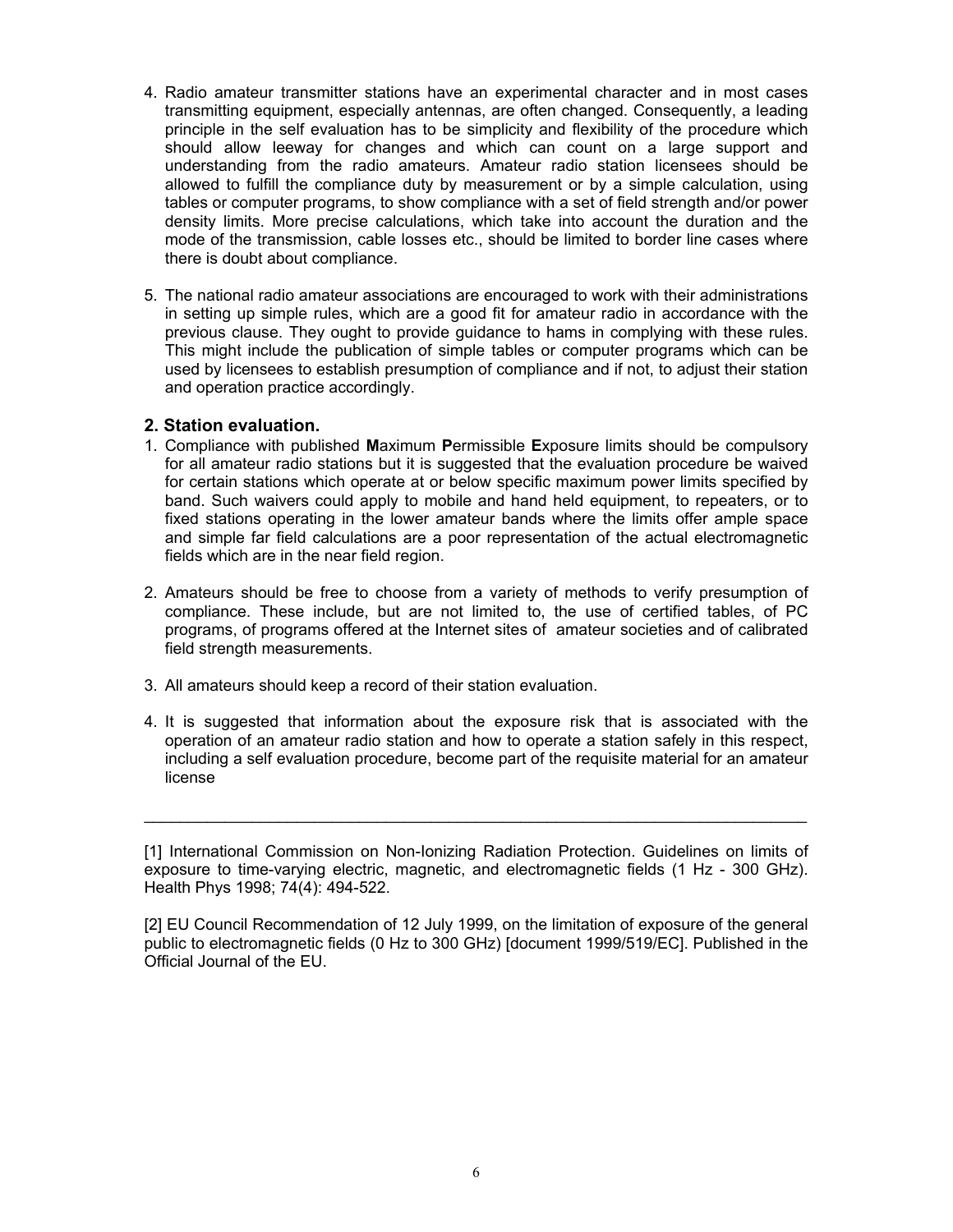4. Radio amateur transmitter stations have an experimental character and in most cases transmitting equipment, especially antennas, are often changed. Consequently, a leading principle in the self evaluation has to be simplicity and flexibility of the procedure which should allow leeway for changes and which can count on a large support and understanding from the radio amateurs. Amateur radio station licensees should be allowed to fulfill the compliance duty by measurement or by a simple calculation, using tables or computer programs, to show compliance with a set of field strength and/or power density limits. More precise calculations, which take into account the duration and the mode of the transmission, cable losses etc., should be limited to border line cases where there is doubt about compliance.

5. The national radio amateur associations are encouraged to work with their administrations in setting up simple rules, which are a good fit for amateur radio in accordance with the previous clause. They ought to provide guidance to hams in complying with these rules. This might include the publication of simple tables or computer programs which can be used by licensees to establish presumption of compliance and if not, to adjust their station and operation practice accordingly.

## 2. Station evaluation.

1. Compliance with published **M**aximum **P**ermissible **E**xposure limits should be compulsory for all amateur radio stations but it is suggested that the evaluation procedure be waived for certain stations which operate at or below specific maximum power limits specified by band. Such waivers could apply to mobile and hand held equipment, to repeaters, or to fixed stations operating in the lower amateur bands where the limits offer ample space and simple far field calculations are a poor representation of the actual electromagnetic fields which are in the near field region.

2. Amateurs should be free to choose from a variety of methods to verify presumption of compliance. These include, but are not limited to, the use of certified tables, of PC programs, of programs offered at the Internet sites of amateur societies and of calibrated field strength measurements.

3. All amateurs should keep a record of their station evaluation.

4. It is suggested that information about the exposure risk that is associated with the operation of an amateur radio station and how to operate a station safely in this respect, including a self evaluation procedure, become part of the requisite material for an amateur license

---

[1] International Commission on Non-Ionizing Radiation Protection. Guidelines on limits of exposure to time-varying electric, magnetic, and electromagnetic fields (1 Hz - 300 GHz). Health Phys 1998; 74(4): 494-522.

[2] EU Council Recommendation of 12 July 1999, on the limitation of exposure of the general public to electromagnetic fields (0 Hz to 300 GHz) [document 1999/519/EC]. Published in the Official Journal of the EU.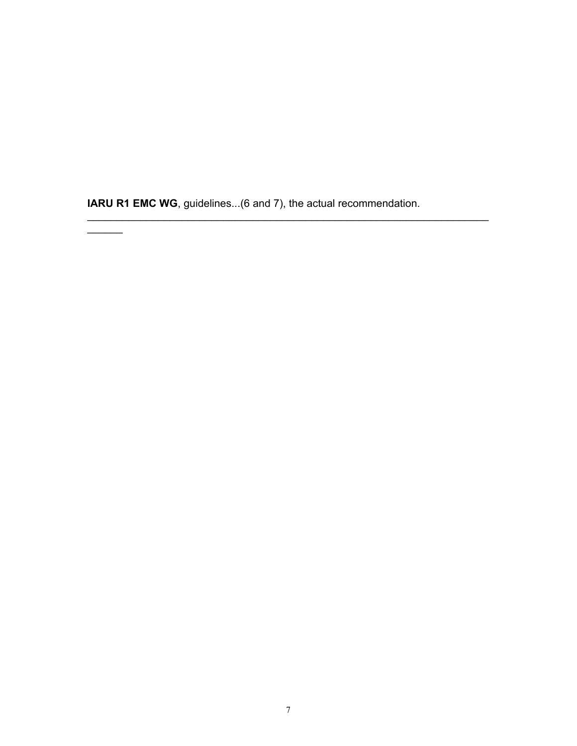**IARU R1 EMC WG**, guidelines...(6 and 7), the actual recommendation.

---